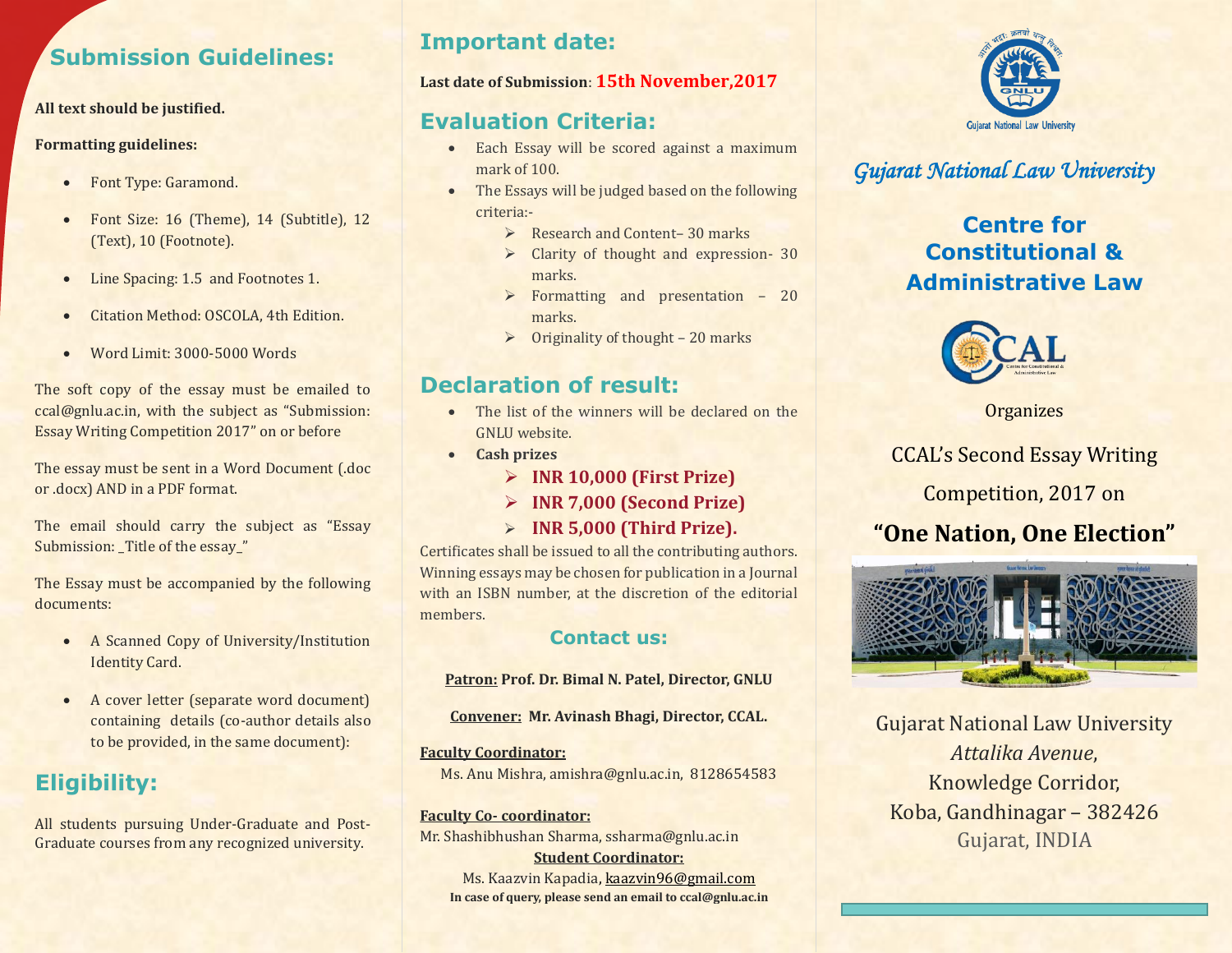## Submission Guidelines:

**All text should be justified.**

**Formatting guidelines:**

- Font Type: Garamond.
- Font Size: 16 (Theme), 14 (Subtitle), 12 (Text), 10 (Footnote).
- Line Spacing: 1.5 and Footnotes 1.
- Citation Method: OSCOLA, 4th Edition.
- Word Limit: 3000-5000 Words

The soft copy of the essay must be emailed to ccal@gnlu.ac.in, with the subject as "Submission: Essay Writing Competition 2017" on or before

The essay must be sent in a Word Document (.doc or .docx) AND in a PDF format.

The email should carry the subject as "Essay Submission: _Title of the essay_"

The Essay must be accompanied by the following documents:

- A Scanned Copy of University/Institution Identity Card.
- A cover letter (separate word document) containing details (co-author details also to be provided, in the same document):

## Eligibility:

All students pursuing Under-Graduate and Post-Graduate courses from any recognized university.

## Important date:

**Last date of Submission**: **15th November,2017**

## Evaluation Criteria:

- Each Essay will be scored against a maximum mark of 100.
- The Essays will be judged based on the following criteria:-
  - Research and Content– 30 marks
  - Clarity of thought and expression- 30 marks.
  - Formatting and presentation – 20 marks.
  - Originality of thought – 20 marks

## Declaration of result:

- The list of the winners will be declared on the GNLU website.
- **Cash prizes**
  - **INR 10,000 (First Prize)**
  - **INR 7,000 (Second Prize)**
  - **INR 5,000 (Third Prize).**

Certificates shall be issued to all the contributing authors. Winning essays may be chosen for publication in a Journal with an ISBN number, at the discretion of the editorial members.

### Contact us:

**Patron:** **Prof. Dr. Bimal N. Patel, Director, GNLU**

**Convener:** **Mr. Avinash Bhagi, Director, CCAL.**

**Faculty Coordinator:**
Ms. Anu Mishra, amishra@gnlu.ac.in, 8128654583

**Faculty Co- coordinator:**
Mr. Shashibhushan Sharma, ssharma@gnlu.ac.in

**Student Coordinator:**
Ms. Kaazvin Kapadia, kaazvin96@gmail.com

**In case of query, please send an email to ccal@gnlu.ac.in**

*Gujarat National Law University*

## Centre for Constitutional & Administrative Law

Organizes

CCAL's Second Essay Writing Competition, 2017 on

# "One Nation, One Election"

Gujarat National Law University
*Attalika Avenue*,
Knowledge Corridor,
Koba, Gandhinagar – 382426
Gujarat, INDIA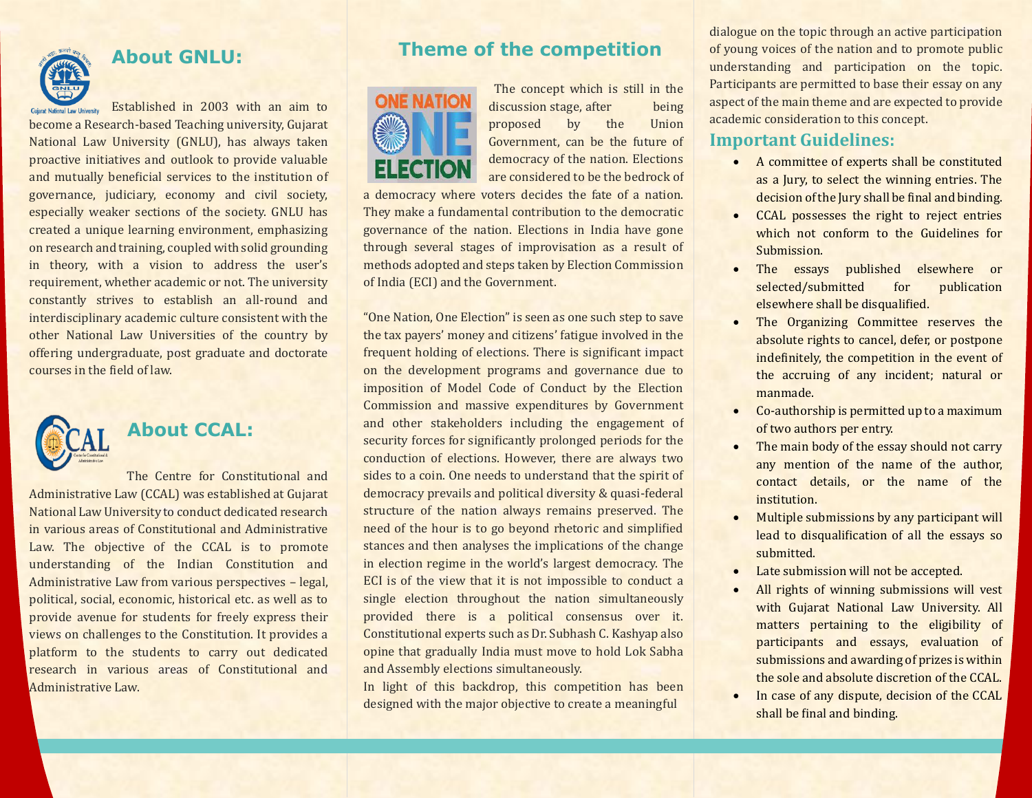## About GNLU:

Established in 2003 with an aim to become a Research-based Teaching university, Gujarat National Law University (GNLU), has always taken proactive initiatives and outlook to provide valuable and mutually beneficial services to the institution of governance, judiciary, economy and civil society, especially weaker sections of the society. GNLU has created a unique learning environment, emphasizing on research and training, coupled with solid grounding in theory, with a vision to address the user's requirement, whether academic or not. The university constantly strives to establish an all-round and interdisciplinary academic culture consistent with the other National Law Universities of the country by offering undergraduate, post graduate and doctorate courses in the field of law.

## About CCAL:

The Centre for Constitutional and Administrative Law (CCAL) was established at Gujarat National Law University to conduct dedicated research in various areas of Constitutional and Administrative Law. The objective of the CCAL is to promote understanding of the Indian Constitution and Administrative Law from various perspectives – legal, political, social, economic, historical etc. as well as to provide avenue for students for freely express their views on challenges to the Constitution. It provides a platform to the students to carry out dedicated research in various areas of Constitutional and Administrative Law.

## Theme of the competition

The concept which is still in the discussion stage, after being proposed by the Union Government, can be the future of democracy of the nation. Elections are considered to be the bedrock of a democracy where voters decides the fate of a nation. They make a fundamental contribution to the democratic governance of the nation. Elections in India have gone through several stages of improvisation as a result of methods adopted and steps taken by Election Commission of India (ECI) and the Government.

"One Nation, One Election" is seen as one such step to save the tax payers' money and citizens' fatigue involved in the frequent holding of elections. There is significant impact on the development programs and governance due to imposition of Model Code of Conduct by the Election Commission and massive expenditures by Government and other stakeholders including the engagement of security forces for significantly prolonged periods for the conduction of elections. However, there are always two sides to a coin. One needs to understand that the spirit of democracy prevails and political diversity & quasi-federal structure of the nation always remains preserved. The need of the hour is to go beyond rhetoric and simplified stances and then analyses the implications of the change in election regime in the world's largest democracy. The ECI is of the view that it is not impossible to conduct a single election throughout the nation simultaneously provided there is a political consensus over it. Constitutional experts such as Dr. Subhash C. Kashyap also opine that gradually India must move to hold Lok Sabha and Assembly elections simultaneously.

In light of this backdrop, this competition has been designed with the major objective to create a meaningful dialogue on the topic through an active participation of young voices of the nation and to promote public understanding and participation on the topic. Participants are permitted to base their essay on any aspect of the main theme and are expected to provide academic consideration to this concept.

## Important Guidelines:

- A committee of experts shall be constituted as a Jury, to select the winning entries. The decision of the Jury shall be final and binding.
- CCAL possesses the right to reject entries which not conform to the Guidelines for Submission.
- The essays published elsewhere or selected/submitted for publication elsewhere shall be disqualified.
- The Organizing Committee reserves the absolute rights to cancel, defer, or postpone indefinitely, the competition in the event of the accruing of any incident; natural or manmade.
- Co-authorship is permitted up to a maximum of two authors per entry.
- The main body of the essay should not carry any mention of the name of the author, contact details, or the name of the institution.
- Multiple submissions by any participant will lead to disqualification of all the essays so submitted.
- Late submission will not be accepted.
- All rights of winning submissions will vest with Gujarat National Law University. All matters pertaining to the eligibility of participants and essays, evaluation of submissions and awarding of prizes is within the sole and absolute discretion of the CCAL.
- In case of any dispute, decision of the CCAL shall be final and binding.